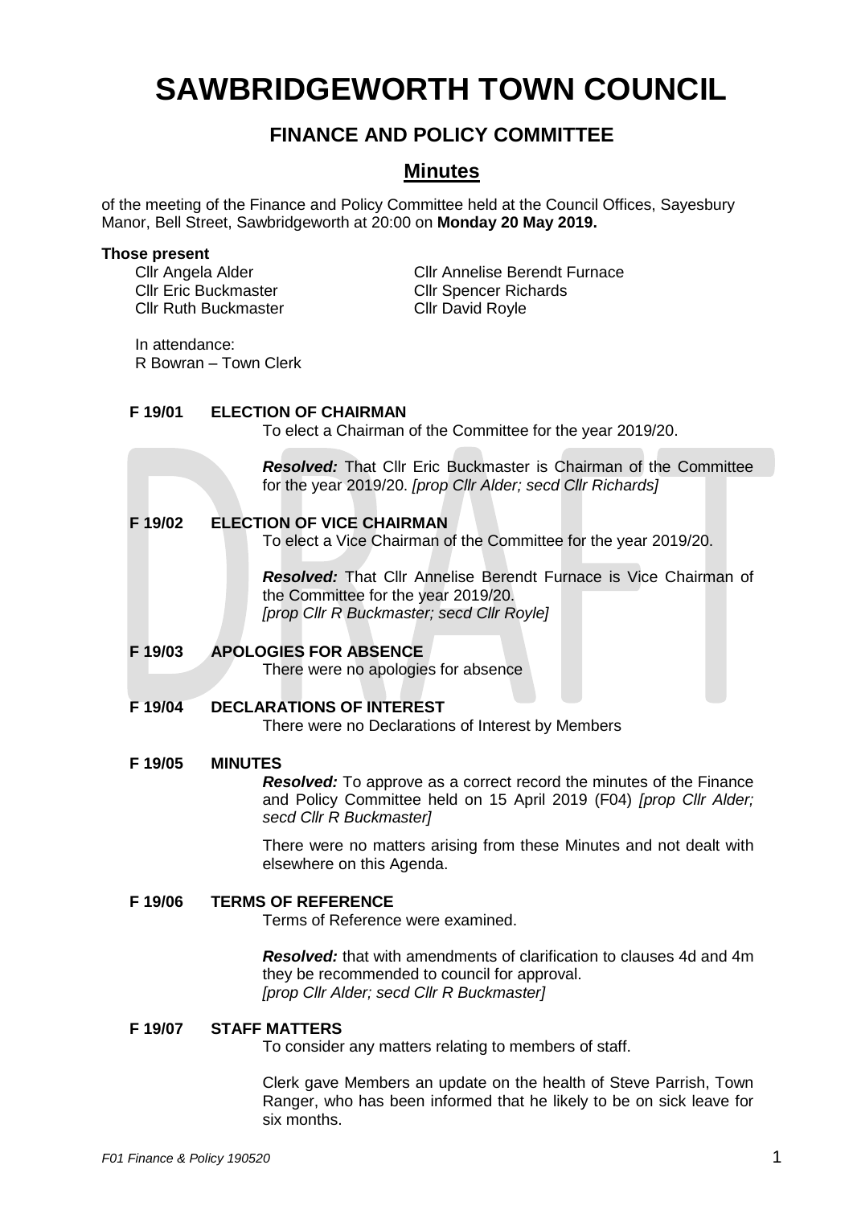# SAWBRIDGEWORTH TOWN COUNCIL

## FINANCE AND POLICY COMMITTEE

## Minutes

of the meeting of the Finance and Policy Committee held at the Council Offices, Sayesbury Manor, Bell Street, Sawbridgeworth at 20:00 on **Monday 20 May 2019.**

**Those present**

Cllr Angela Alder
Cllr Eric Buckmaster
Cllr Ruth Buckmaster
Cllr Annelise Berendt Furnace
Cllr Spencer Richards
Cllr David Royle

In attendance:
R Bowran – Town Clerk

**F 19/01 ELECTION OF CHAIRMAN**

To elect a Chairman of the Committee for the year 2019/20.

***Resolved:*** That Cllr Eric Buckmaster is Chairman of the Committee for the year 2019/20. *[prop Cllr Alder; secd Cllr Richards]*

**F 19/02 ELECTION OF VICE CHAIRMAN**

To elect a Vice Chairman of the Committee for the year 2019/20.

***Resolved:*** That Cllr Annelise Berendt Furnace is Vice Chairman of the Committee for the year 2019/20.
*[prop Cllr R Buckmaster; secd Cllr Royle]*

**F 19/03 APOLOGIES FOR ABSENCE**

There were no apologies for absence

**F 19/04 DECLARATIONS OF INTEREST**

There were no Declarations of Interest by Members

**F 19/05 MINUTES**

***Resolved:*** To approve as a correct record the minutes of the Finance and Policy Committee held on 15 April 2019 (F04) *[prop Cllr Alder; secd Cllr R Buckmaster]*

There were no matters arising from these Minutes and not dealt with elsewhere on this Agenda.

**F 19/06 TERMS OF REFERENCE**

Terms of Reference were examined.

***Resolved:*** that with amendments of clarification to clauses 4d and 4m they be recommended to council for approval.
*[prop Cllr Alder; secd Cllr R Buckmaster]*

**F 19/07 STAFF MATTERS**

To consider any matters relating to members of staff.

Clerk gave Members an update on the health of Steve Parrish, Town Ranger, who has been informed that he likely to be on sick leave for six months.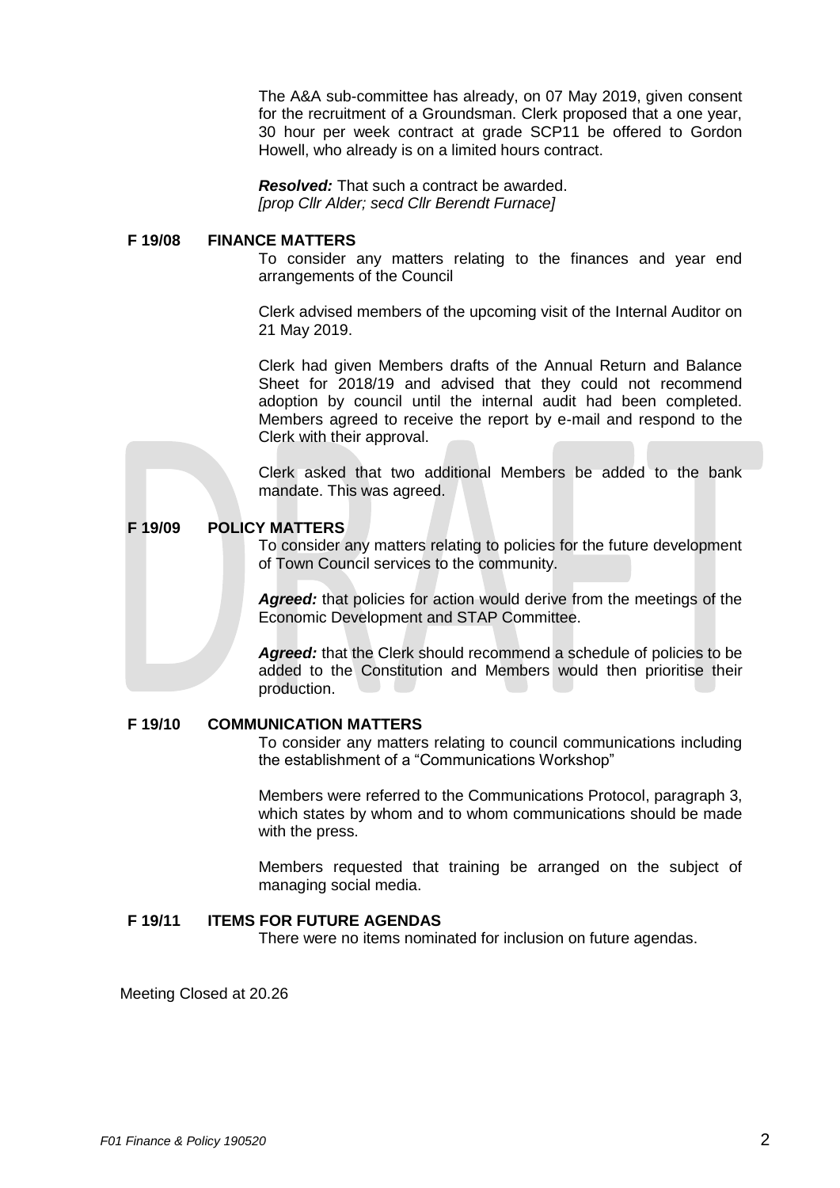The A&A sub-committee has already, on 07 May 2019, given consent for the recruitment of a Groundsman. Clerk proposed that a one year, 30 hour per week contract at grade SCP11 be offered to Gordon Howell, who already is on a limited hours contract.

***Resolved:*** That such a contract be awarded.
*[prop Cllr Alder; secd Cllr Berendt Furnace]*

**F 19/08 FINANCE MATTERS**

To consider any matters relating to the finances and year end arrangements of the Council

Clerk advised members of the upcoming visit of the Internal Auditor on 21 May 2019.

Clerk had given Members drafts of the Annual Return and Balance Sheet for 2018/19 and advised that they could not recommend adoption by council until the internal audit had been completed. Members agreed to receive the report by e-mail and respond to the Clerk with their approval.

Clerk asked that two additional Members be added to the bank mandate. This was agreed.

**F 19/09 POLICY MATTERS**

To consider any matters relating to policies for the future development of Town Council services to the community.

***Agreed:*** that policies for action would derive from the meetings of the Economic Development and STAP Committee.

***Agreed:*** that the Clerk should recommend a schedule of policies to be added to the Constitution and Members would then prioritise their production.

**F 19/10 COMMUNICATION MATTERS**

To consider any matters relating to council communications including the establishment of a "Communications Workshop"

Members were referred to the Communications Protocol, paragraph 3, which states by whom and to whom communications should be made with the press.

Members requested that training be arranged on the subject of managing social media.

**F 19/11 ITEMS FOR FUTURE AGENDAS**

There were no items nominated for inclusion on future agendas.

Meeting Closed at 20.26

*F01 Finance & Policy 190520*